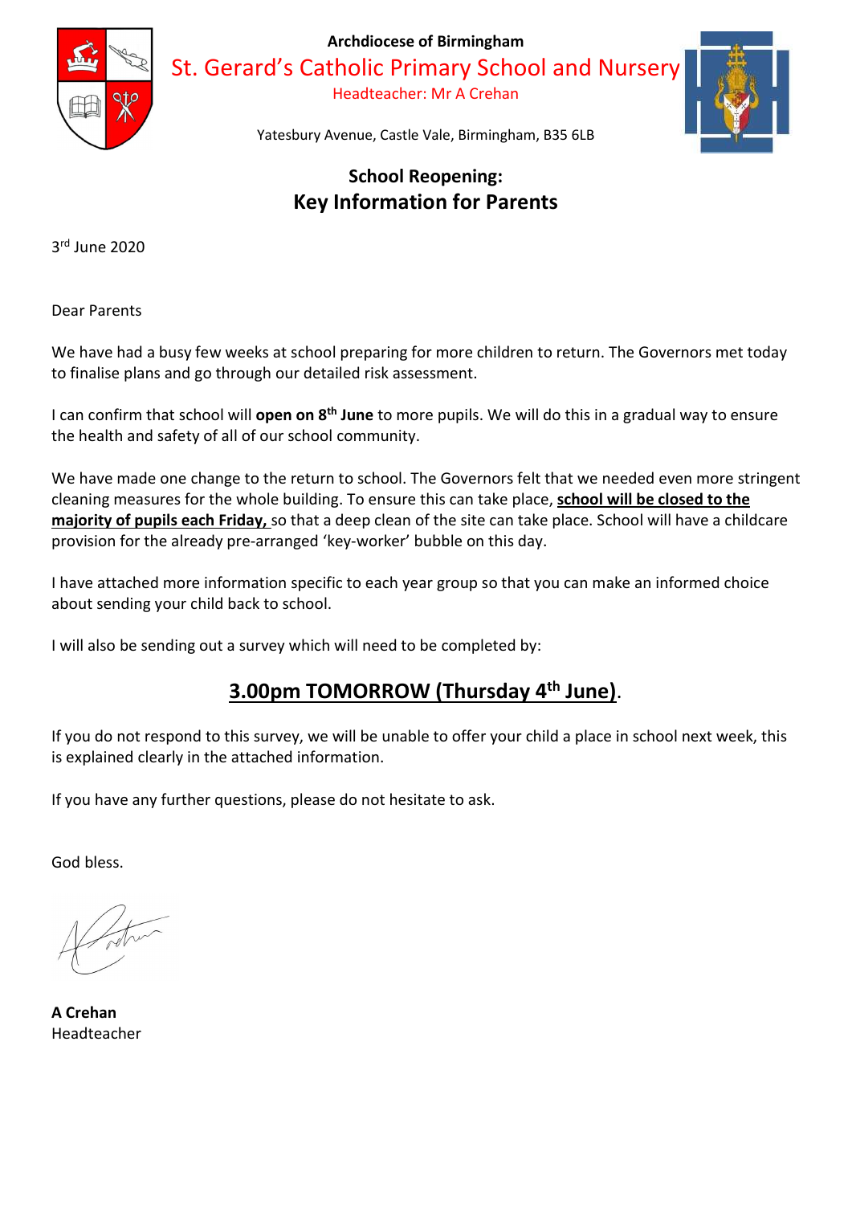**Archdiocese of Birmingham**

St. Gerard's Catholic Primary School and Nursery

Headteacher: Mr A Crehan

Yatesbury Avenue, Castle Vale, Birmingham, B35 6LB

## School Reopening:
## Key Information for Parents

3rd June 2020

Dear Parents

We have had a busy few weeks at school preparing for more children to return. The Governors met today to finalise plans and go through our detailed risk assessment.

I can confirm that school will **open on 8th June** to more pupils. We will do this in a gradual way to ensure the health and safety of all of our school community.

We have made one change to the return to school. The Governors felt that we needed even more stringent cleaning measures for the whole building. To ensure this can take place, **school will be closed to the majority of pupils each Friday,** so that a deep clean of the site can take place. School will have a childcare provision for the already pre-arranged 'key-worker' bubble on this day.

I have attached more information specific to each year group so that you can make an informed choice about sending your child back to school.

I will also be sending out a survey which will need to be completed by:

**3.00pm TOMORROW (Thursday 4th June)**.

If you do not respond to this survey, we will be unable to offer your child a place in school next week, this is explained clearly in the attached information.

If you have any further questions, please do not hesitate to ask.

God bless.

**A Crehan**
Headteacher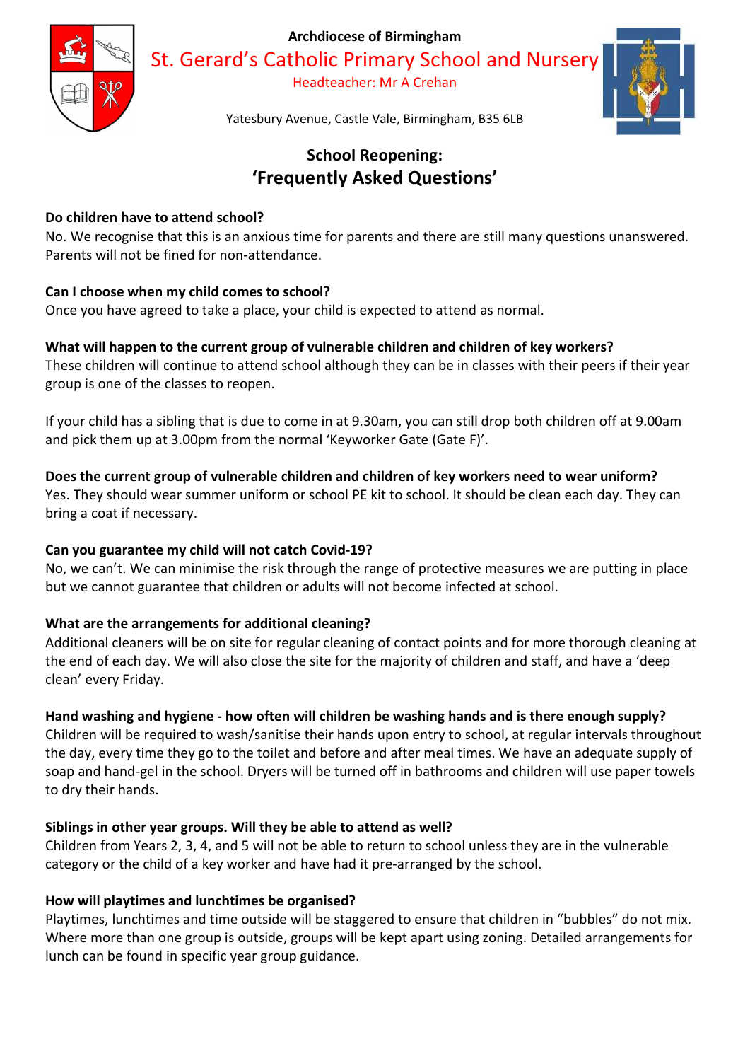Archdiocese of Birmingham

St. Gerard's Catholic Primary School and Nursery

Headteacher: Mr A Crehan

Yatesbury Avenue, Castle Vale, Birmingham, B35 6LB

## School Reopening:
## 'Frequently Asked Questions'

**Do children have to attend school?**
No. We recognise that this is an anxious time for parents and there are still many questions unanswered. Parents will not be fined for non-attendance.

**Can I choose when my child comes to school?**
Once you have agreed to take a place, your child is expected to attend as normal.

**What will happen to the current group of vulnerable children and children of key workers?**
These children will continue to attend school although they can be in classes with their peers if their year group is one of the classes to reopen.

If your child has a sibling that is due to come in at 9.30am, you can still drop both children off at 9.00am and pick them up at 3.00pm from the normal 'Keyworker Gate (Gate F)'.

**Does the current group of vulnerable children and children of key workers need to wear uniform?**
Yes. They should wear summer uniform or school PE kit to school. It should be clean each day. They can bring a coat if necessary.

**Can you guarantee my child will not catch Covid-19?**
No, we can't. We can minimise the risk through the range of protective measures we are putting in place but we cannot guarantee that children or adults will not become infected at school.

**What are the arrangements for additional cleaning?**
Additional cleaners will be on site for regular cleaning of contact points and for more thorough cleaning at the end of each day. We will also close the site for the majority of children and staff, and have a 'deep clean' every Friday.

**Hand washing and hygiene - how often will children be washing hands and is there enough supply?**
Children will be required to wash/sanitise their hands upon entry to school, at regular intervals throughout the day, every time they go to the toilet and before and after meal times. We have an adequate supply of soap and hand-gel in the school. Dryers will be turned off in bathrooms and children will use paper towels to dry their hands.

**Siblings in other year groups. Will they be able to attend as well?**
Children from Years 2, 3, 4, and 5 will not be able to return to school unless they are in the vulnerable category or the child of a key worker and have had it pre-arranged by the school.

**How will playtimes and lunchtimes be organised?**
Playtimes, lunchtimes and time outside will be staggered to ensure that children in "bubbles" do not mix. Where more than one group is outside, groups will be kept apart using zoning. Detailed arrangements for lunch can be found in specific year group guidance.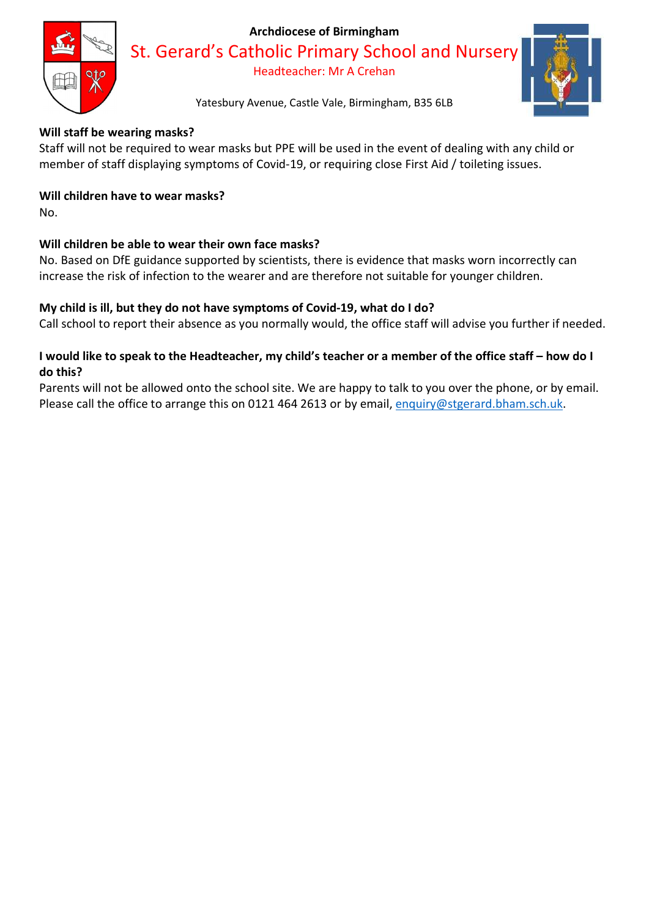**Will staff be wearing masks?**
Staff will not be required to wear masks but PPE will be used in the event of dealing with any child or member of staff displaying symptoms of Covid-19, or requiring close First Aid / toileting issues.

**Will children have to wear masks?**
No.

**Will children be able to wear their own face masks?**
No. Based on DfE guidance supported by scientists, there is evidence that masks worn incorrectly can increase the risk of infection to the wearer and are therefore not suitable for younger children.

**My child is ill, but they do not have symptoms of Covid-19, what do I do?**
Call school to report their absence as you normally would, the office staff will advise you further if needed.

**I would like to speak to the Headteacher, my child's teacher or a member of the office staff – how do I do this?**
Parents will not be allowed onto the school site. We are happy to talk to you over the phone, or by email. Please call the office to arrange this on 0121 464 2613 or by email, enquiry@stgerard.bham.sch.uk.